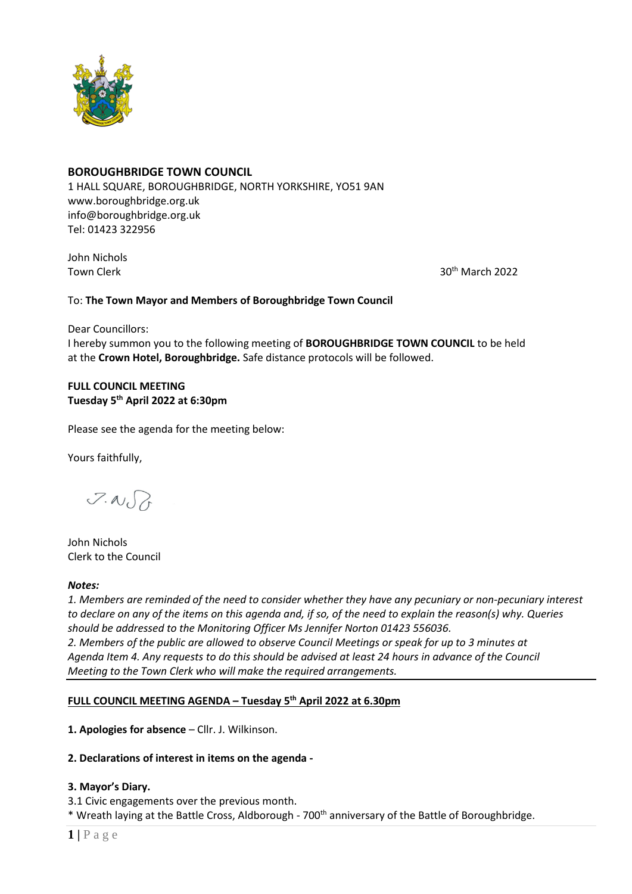**BOROUGHBRIDGE TOWN COUNCIL**
1 HALL SQUARE, BOROUGHBRIDGE, NORTH YORKSHIRE, YO51 9AN
www.boroughbridge.org.uk
info@boroughbridge.org.uk
Tel: 01423 322956

John Nichols
Town Clerk

30th March 2022

To: **The Town Mayor and Members of Boroughbridge Town Council**

Dear Councillors:
I hereby summon you to the following meeting of **BOROUGHBRIDGE TOWN COUNCIL** to be held at the **Crown Hotel, Boroughbridge.** Safe distance protocols will be followed.

**FULL COUNCIL MEETING**
**Tuesday 5th April 2022 at 6:30pm**

Please see the agenda for the meeting below:

Yours faithfully,

John Nichols
Clerk to the Council

***Notes:***
*1. Members are reminded of the need to consider whether they have any pecuniary or non-pecuniary interest to declare on any of the items on this agenda and, if so, of the need to explain the reason(s) why. Queries should be addressed to the Monitoring Officer Ms Jennifer Norton 01423 556036.*
*2. Members of the public are allowed to observe Council Meetings or speak for up to 3 minutes at Agenda Item 4. Any requests to do this should be advised at least 24 hours in advance of the Council Meeting to the Town Clerk who will make the required arrangements.*

---

**FULL COUNCIL MEETING AGENDA – Tuesday 5th April 2022 at 6.30pm**

**1. Apologies for absence** – Cllr. J. Wilkinson.

**2. Declarations of interest in items on the agenda -**

**3. Mayor's Diary.**
3.1 Civic engagements over the previous month.
* Wreath laying at the Battle Cross, Aldborough - 700th anniversary of the Battle of Boroughbridge.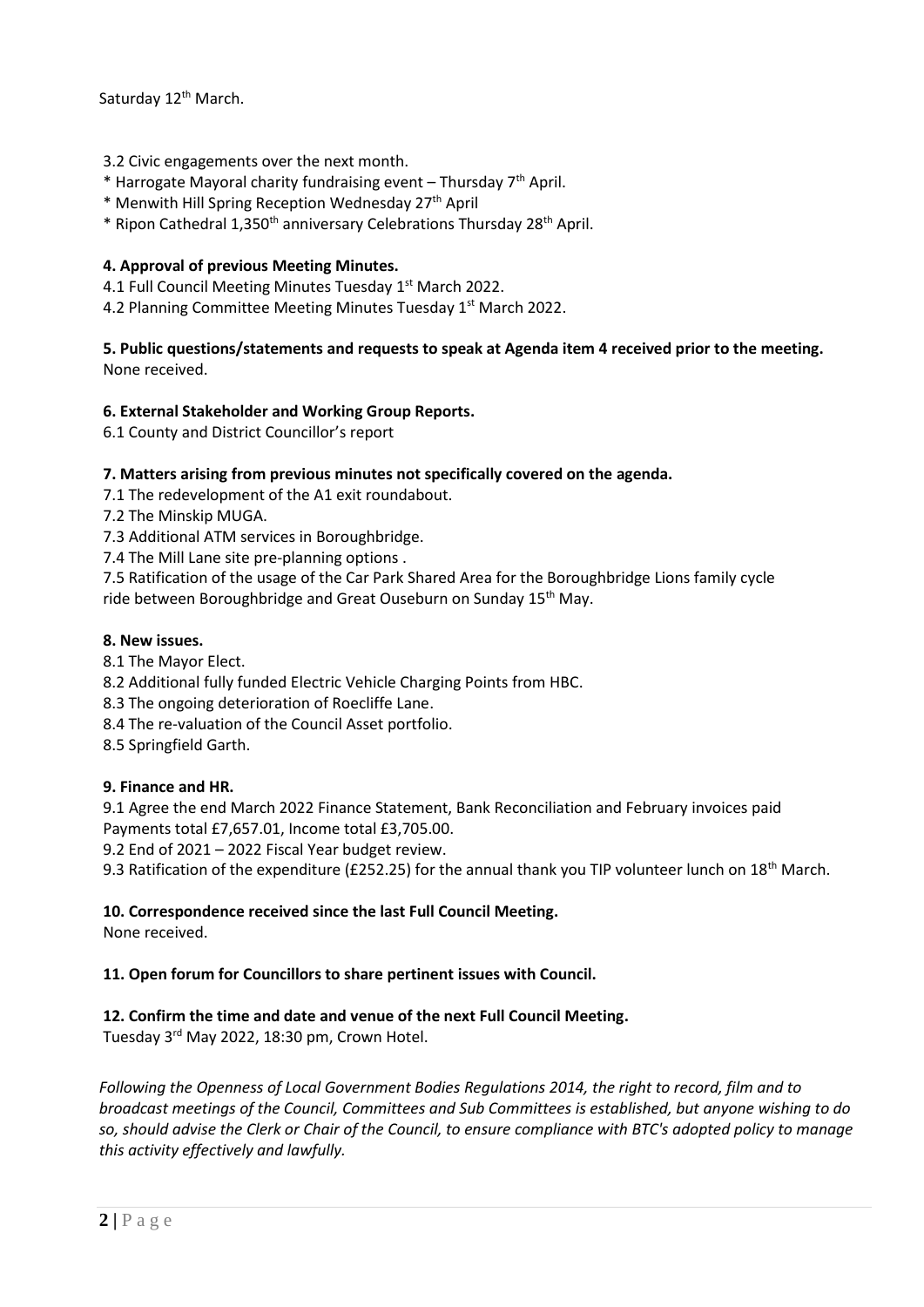Saturday 12th March.

3.2 Civic engagements over the next month.
* Harrogate Mayoral charity fundraising event – Thursday 7th April.
* Menwith Hill Spring Reception Wednesday 27th April
* Ripon Cathedral 1,350th anniversary Celebrations Thursday 28th April.

**4. Approval of previous Meeting Minutes.**
4.1 Full Council Meeting Minutes Tuesday 1st March 2022.
4.2 Planning Committee Meeting Minutes Tuesday 1st March 2022.

**5. Public questions/statements and requests to speak at Agenda item 4 received prior to the meeting.**
None received.

**6. External Stakeholder and Working Group Reports.**
6.1 County and District Councillor's report

**7. Matters arising from previous minutes not specifically covered on the agenda.**
7.1 The redevelopment of the A1 exit roundabout.
7.2 The Minskip MUGA.
7.3 Additional ATM services in Boroughbridge.
7.4 The Mill Lane site pre-planning options .
7.5 Ratification of the usage of the Car Park Shared Area for the Boroughbridge Lions family cycle ride between Boroughbridge and Great Ouseburn on Sunday 15th May.

**8. New issues.**
8.1 The Mayor Elect.
8.2 Additional fully funded Electric Vehicle Charging Points from HBC.
8.3 The ongoing deterioration of Roecliffe Lane.
8.4 The re-valuation of the Council Asset portfolio.
8.5 Springfield Garth.

**9. Finance and HR.**
9.1 Agree the end March 2022 Finance Statement, Bank Reconciliation and February invoices paid Payments total £7,657.01, Income total £3,705.00.
9.2 End of 2021 – 2022 Fiscal Year budget review.
9.3 Ratification of the expenditure (£252.25) for the annual thank you TIP volunteer lunch on 18th March.

**10. Correspondence received since the last Full Council Meeting.**
None received.

**11. Open forum for Councillors to share pertinent issues with Council.**

**12. Confirm the time and date and venue of the next Full Council Meeting.**
Tuesday 3rd May 2022, 18:30 pm, Crown Hotel.

*Following the Openness of Local Government Bodies Regulations 2014, the right to record, film and to broadcast meetings of the Council, Committees and Sub Committees is established, but anyone wishing to do so, should advise the Clerk or Chair of the Council, to ensure compliance with BTC's adopted policy to manage this activity effectively and lawfully.*